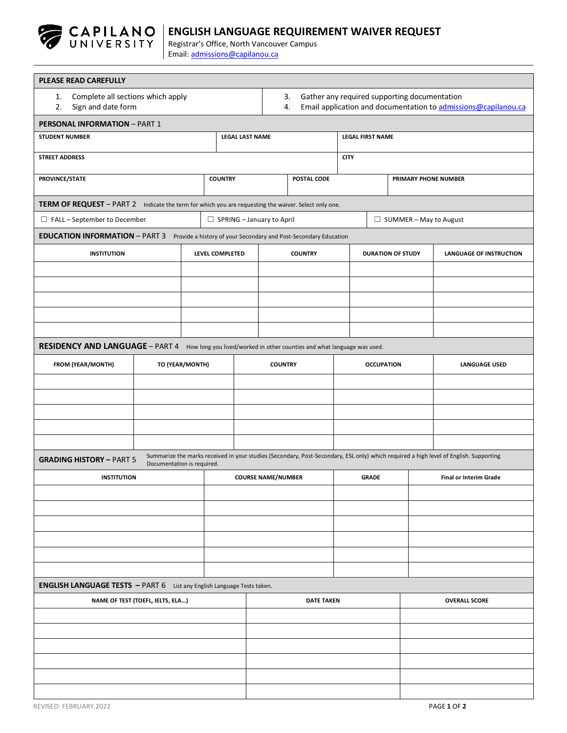# ENGLISH LANGUAGE REQUIREMENT WAIVER REQUEST

Registrar's Office, North Vancouver Campus
Email: admissions@capilanou.ca

## PLEASE READ CAREFULLY

1. Complete all sections which apply
2. Sign and date form
3. Gather any required supporting documentation
4. Email application and documentation to admissions@capilanou.ca

## PERSONAL INFORMATION – PART 1

| STUDENT NUMBER | LEGAL LAST NAME | LEGAL FIRST NAME |
|---|---|---|
| | | |

| STREET ADDRESS | CITY |
|---|---|
| | |

| PROVINCE/STATE | COUNTRY | POSTAL CODE | PRIMARY PHONE NUMBER |
|---|---|---|---|
| | | | |

## TERM OF REQUEST – PART 2

Indicate the term for which you are requesting the waiver. Select only one.

☐ FALL – September to December ☐ SPRING – January to April ☐ SUMMER – May to August

## EDUCATION INFORMATION – PART 3

Provide a history of your Secondary and Post-Secondary Education

| INSTITUTION | LEVEL COMPLETED | COUNTRY | DURATION OF STUDY | LANGUAGE OF INSTRUCTION |
|---|---|---|---|---|
| | | | | |
| | | | | |
| | | | | |
| | | | | |
| | | | | |

## RESIDENCY AND LANGUAGE – PART 4

How long you lived/worked in other counties and what language was used.

| FROM (YEAR/MONTH) | TO (YEAR/MONTH) | COUNTRY | OCCUPATION | LANGUAGE USED |
|---|---|---|---|---|
| | | | | |
| | | | | |
| | | | | |
| | | | | |
| | | | | |

## GRADING HISTORY – PART 5

Summarize the marks received in your studies (Secondary, Post-Secondary, ESL only) which required a high level of English. Supporting Documentation is required.

| INSTITUTION | COURSE NAME/NUMBER | GRADE | Final or Interim Grade |
|---|---|---|---|
| | | | |
| | | | |
| | | | |
| | | | |
| | | | |
| | | | |

## ENGLISH LANGUAGE TESTS – PART 6

List any English Language Tests taken.

| NAME OF TEST (TOEFL, IELTS, ELA…) | DATE TAKEN | OVERALL SCORE |
|---|---|---|
| | | |
| | | |
| | | |
| | | |
| | | |
| | | |

REVISED: FEBRUARY 2022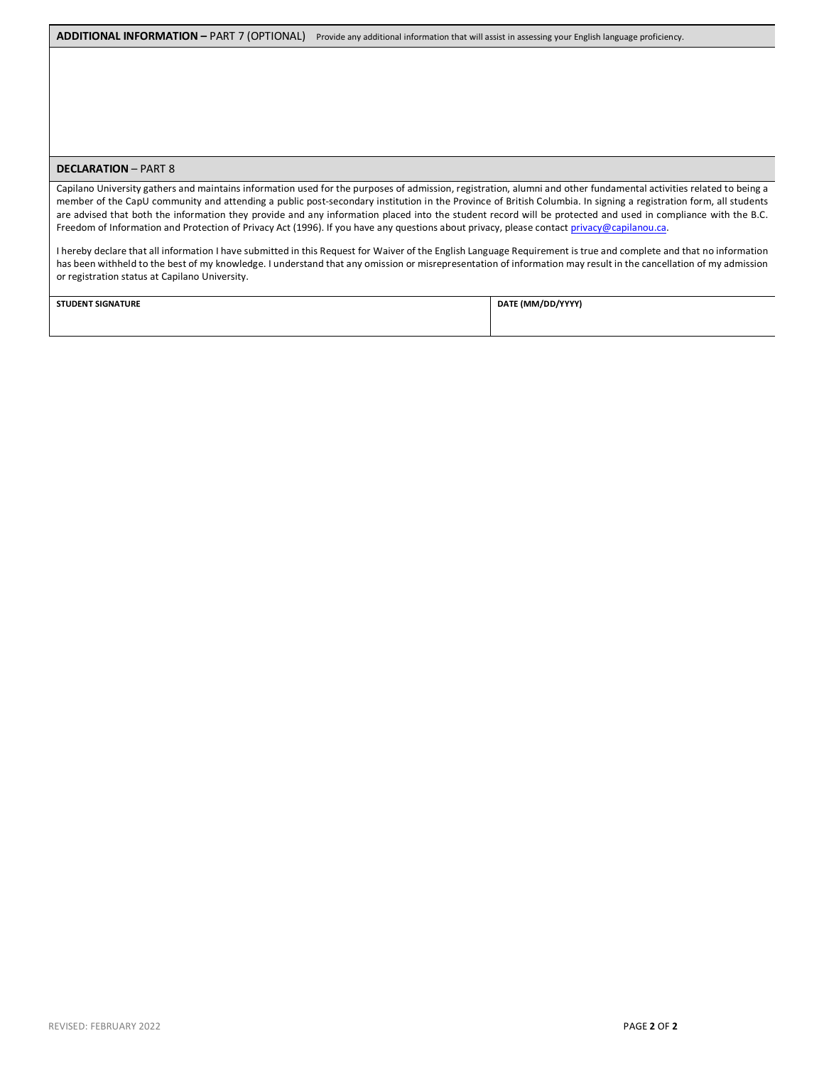**ADDITIONAL INFORMATION –** PART 7 (OPTIONAL) Provide any additional information that will assist in assessing your English language proficiency.

**DECLARATION** – PART 8

Capilano University gathers and maintains information used for the purposes of admission, registration, alumni and other fundamental activities related to being a member of the CapU community and attending a public post-secondary institution in the Province of British Columbia. In signing a registration form, all students are advised that both the information they provide and any information placed into the student record will be protected and used in compliance with the B.C. Freedom of Information and Protection of Privacy Act (1996). If you have any questions about privacy, please contact privacy@capilanou.ca.

I hereby declare that all information I have submitted in this Request for Waiver of the English Language Requirement is true and complete and that no information has been withheld to the best of my knowledge. I understand that any omission or misrepresentation of information may result in the cancellation of my admission or registration status at Capilano University.

| STUDENT SIGNATURE | DATE (MM/DD/YYYY) |
|---|---|
| | |

REVISED: FEBRUARY 2022